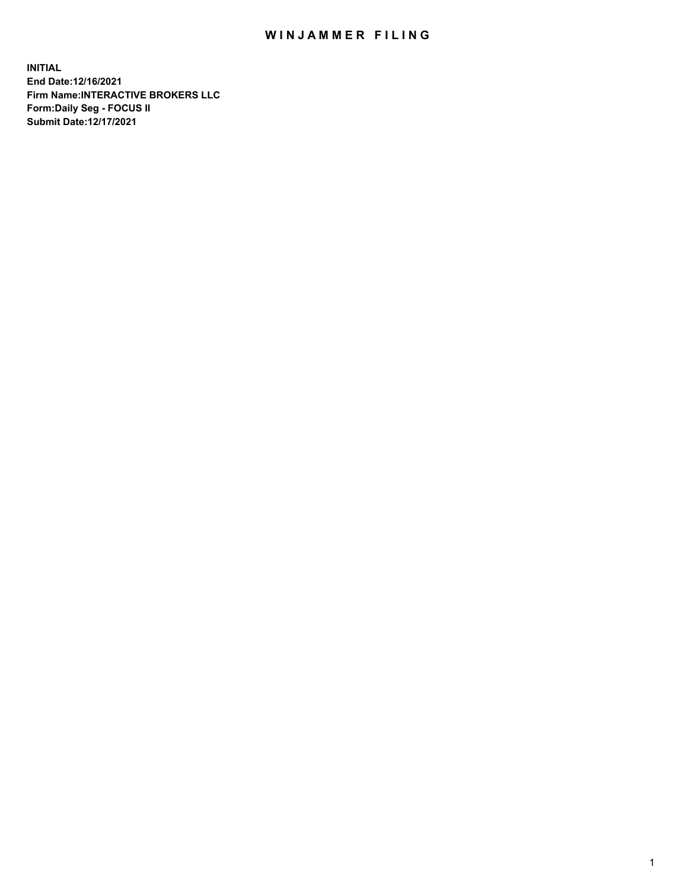# WINJAMMER FILING

**INITIAL**
**End Date:12/16/2021**
**Firm Name:INTERACTIVE BROKERS LLC**
**Form:Daily Seg - FOCUS II**
**Submit Date:12/17/2021**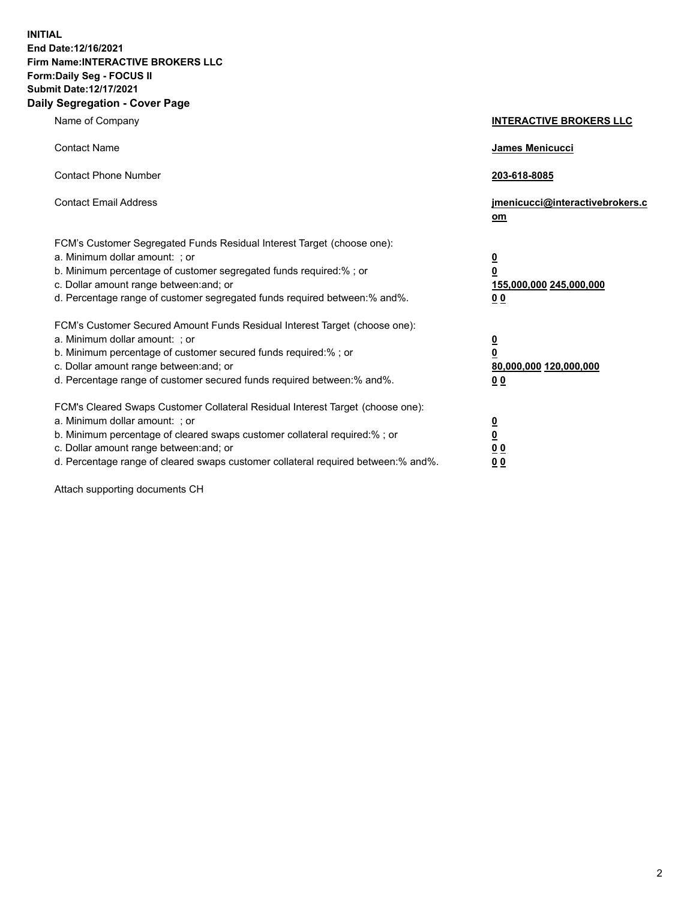**INITIAL**
**End Date:12/16/2021**
**Firm Name:INTERACTIVE BROKERS LLC**
**Form:Daily Seg - FOCUS II**
**Submit Date:12/17/2021**

## Daily Segregation - Cover Page

| | |
|---|---|
| Name of Company | **INTERACTIVE BROKERS LLC** |
| Contact Name | **James Menicucci** |
| Contact Phone Number | **203-618-8085** |
| Contact Email Address | **jmenicucci@interactivebrokers.com** |

FCM's Customer Segregated Funds Residual Interest Target (choose one):

| | |
|---|---|
| a. Minimum dollar amount: ; or | **0** |
| b. Minimum percentage of customer segregated funds required:% ; or | **0** |
| c. Dollar amount range between:and; or | **155,000,000 245,000,000** |
| d. Percentage range of customer segregated funds required between:% and%. | **0 0** |

FCM's Customer Secured Amount Funds Residual Interest Target (choose one):

| | |
|---|---|
| a. Minimum dollar amount: ; or | **0** |
| b. Minimum percentage of customer secured funds required:% ; or | **0** |
| c. Dollar amount range between:and; or | **80,000,000 120,000,000** |
| d. Percentage range of customer secured funds required between:% and%. | **0 0** |

FCM's Cleared Swaps Customer Collateral Residual Interest Target (choose one):

| | |
|---|---|
| a. Minimum dollar amount: ; or | **0** |
| b. Minimum percentage of cleared swaps customer collateral required:% ; or | **0** |
| c. Dollar amount range between:and; or | **0 0** |
| d. Percentage range of cleared swaps customer collateral required between:% and%. | **0 0** |

Attach supporting documents CH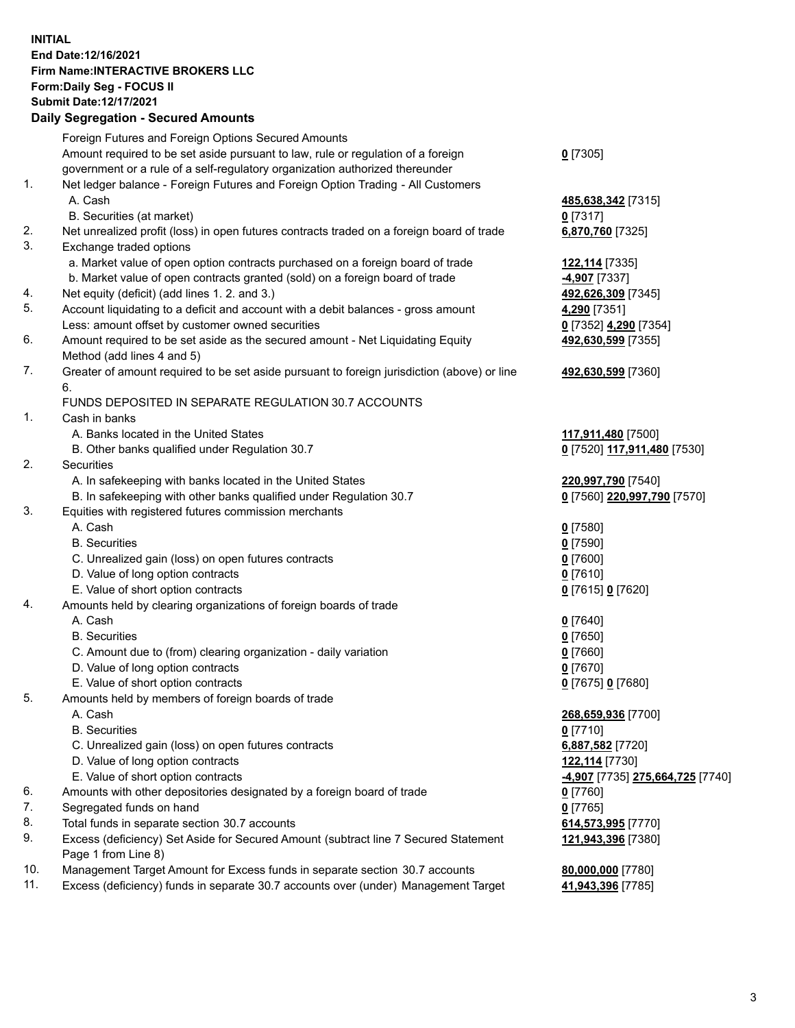**INITIAL**
**End Date:12/16/2021**
**Firm Name:INTERACTIVE BROKERS LLC**
**Form:Daily Seg - FOCUS II**
**Submit Date:12/17/2021**

## Daily Segregation - Secured Amounts

| | | |
|---|---|---|
| | Foreign Futures and Foreign Options Secured Amounts | |
| | Amount required to be set aside pursuant to law, rule or regulation of a foreign government or a rule of a self-regulatory organization authorized thereunder | **0** [7305] |
| 1. | Net ledger balance - Foreign Futures and Foreign Option Trading - All Customers | |
| | A. Cash | **485,638,342** [7315] |
| | B. Securities (at market) | **0** [7317] |
| 2. | Net unrealized profit (loss) in open futures contracts traded on a foreign board of trade | **6,870,760** [7325] |
| 3. | Exchange traded options | |
| | a. Market value of open option contracts purchased on a foreign board of trade | **122,114** [7335] |
| | b. Market value of open contracts granted (sold) on a foreign board of trade | **-4,907** [7337] |
| 4. | Net equity (deficit) (add lines 1. 2. and 3.) | **492,626,309** [7345] |
| 5. | Account liquidating to a deficit and account with a debit balances - gross amount | **4,290** [7351] |
| | Less: amount offset by customer owned securities | **0** [7352] **4,290** [7354] |
| 6. | Amount required to be set aside as the secured amount - Net Liquidating Equity Method (add lines 4 and 5) | **492,630,599** [7355] |
| 7. | Greater of amount required to be set aside pursuant to foreign jurisdiction (above) or line 6. | **492,630,599** [7360] |
| | FUNDS DEPOSITED IN SEPARATE REGULATION 30.7 ACCOUNTS | |
| 1. | Cash in banks | |
| | A. Banks located in the United States | **117,911,480** [7500] |
| | B. Other banks qualified under Regulation 30.7 | **0** [7520] **117,911,480** [7530] |
| 2. | Securities | |
| | A. In safekeeping with banks located in the United States | **220,997,790** [7540] |
| | B. In safekeeping with other banks qualified under Regulation 30.7 | **0** [7560] **220,997,790** [7570] |
| 3. | Equities with registered futures commission merchants | |
| | A. Cash | **0** [7580] |
| | B. Securities | **0** [7590] |
| | C. Unrealized gain (loss) on open futures contracts | **0** [7600] |
| | D. Value of long option contracts | **0** [7610] |
| | E. Value of short option contracts | **0** [7615] **0** [7620] |
| 4. | Amounts held by clearing organizations of foreign boards of trade | |
| | A. Cash | **0** [7640] |
| | B. Securities | **0** [7650] |
| | C. Amount due to (from) clearing organization - daily variation | **0** [7660] |
| | D. Value of long option contracts | **0** [7670] |
| | E. Value of short option contracts | **0** [7675] **0** [7680] |
| 5. | Amounts held by members of foreign boards of trade | |
| | A. Cash | **268,659,936** [7700] |
| | B. Securities | **0** [7710] |
| | C. Unrealized gain (loss) on open futures contracts | **6,887,582** [7720] |
| | D. Value of long option contracts | **122,114** [7730] |
| | E. Value of short option contracts | **-4,907** [7735] **275,664,725** [7740] |
| 6. | Amounts with other depositories designated by a foreign board of trade | **0** [7760] |
| 7. | Segregated funds on hand | **0** [7765] |
| 8. | Total funds in separate section 30.7 accounts | **614,573,995** [7770] |
| 9. | Excess (deficiency) Set Aside for Secured Amount (subtract line 7 Secured Statement Page 1 from Line 8) | **121,943,396** [7380] |
| 10. | Management Target Amount for Excess funds in separate section 30.7 accounts | **80,000,000** [7780] |
| 11. | Excess (deficiency) funds in separate 30.7 accounts over (under) Management Target | **41,943,396** [7785] |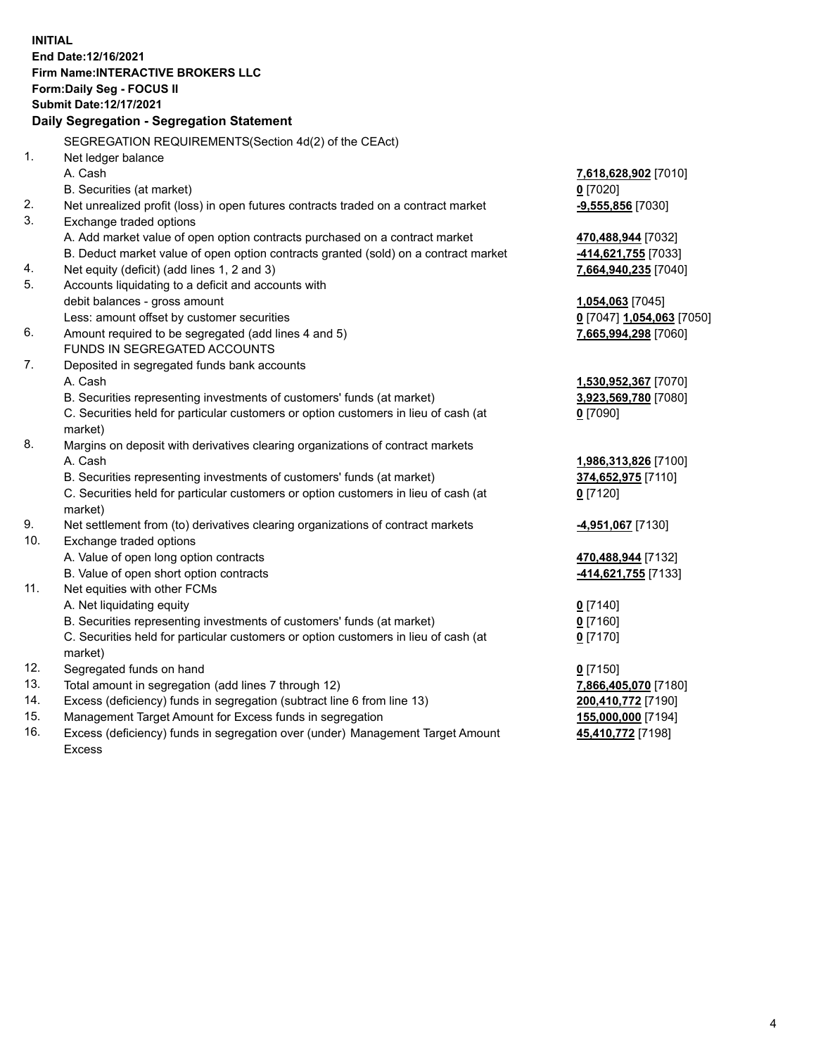**INITIAL**
**End Date:12/16/2021**
**Firm Name:INTERACTIVE BROKERS LLC**
**Form:Daily Seg - FOCUS II**
**Submit Date:12/17/2021**
**Daily Segregation - Segregation Statement**

SEGREGATION REQUIREMENTS(Section 4d(2) of the CEAct)

| | | |
|---|---|---|
| 1. | Net ledger balance | |
| | A. Cash | **7,618,628,902** [7010] |
| | B. Securities (at market) | **0** [7020] |
| 2. | Net unrealized profit (loss) in open futures contracts traded on a contract market | **-9,555,856** [7030] |
| 3. | Exchange traded options | |
| | A. Add market value of open option contracts purchased on a contract market | **470,488,944** [7032] |
| | B. Deduct market value of open option contracts granted (sold) on a contract market | **-414,621,755** [7033] |
| 4. | Net equity (deficit) (add lines 1, 2 and 3) | **7,664,940,235** [7040] |
| 5. | Accounts liquidating to a deficit and accounts with debit balances - gross amount | **1,054,063** [7045] |
| | Less: amount offset by customer securities | **0** [7047] **1,054,063** [7050] |
| 6. | Amount required to be segregated (add lines 4 and 5) | **7,665,994,298** [7060] |
| | FUNDS IN SEGREGATED ACCOUNTS | |
| 7. | Deposited in segregated funds bank accounts | |
| | A. Cash | **1,530,952,367** [7070] |
| | B. Securities representing investments of customers' funds (at market) | **3,923,569,780** [7080] |
| | C. Securities held for particular customers or option customers in lieu of cash (at market) | **0** [7090] |
| 8. | Margins on deposit with derivatives clearing organizations of contract markets | |
| | A. Cash | **1,986,313,826** [7100] |
| | B. Securities representing investments of customers' funds (at market) | **374,652,975** [7110] |
| | C. Securities held for particular customers or option customers in lieu of cash (at market) | **0** [7120] |
| 9. | Net settlement from (to) derivatives clearing organizations of contract markets | **-4,951,067** [7130] |
| 10. | Exchange traded options | |
| | A. Value of open long option contracts | **470,488,944** [7132] |
| | B. Value of open short option contracts | **-414,621,755** [7133] |
| 11. | Net equities with other FCMs | |
| | A. Net liquidating equity | **0** [7140] |
| | B. Securities representing investments of customers' funds (at market) | **0** [7160] |
| | C. Securities held for particular customers or option customers in lieu of cash (at market) | **0** [7170] |
| 12. | Segregated funds on hand | **0** [7150] |
| 13. | Total amount in segregation (add lines 7 through 12) | **7,866,405,070** [7180] |
| 14. | Excess (deficiency) funds in segregation (subtract line 6 from line 13) | **200,410,772** [7190] |
| 15. | Management Target Amount for Excess funds in segregation | **155,000,000** [7194] |
| 16. | Excess (deficiency) funds in segregation over (under) Management Target Amount Excess | **45,410,772** [7198] |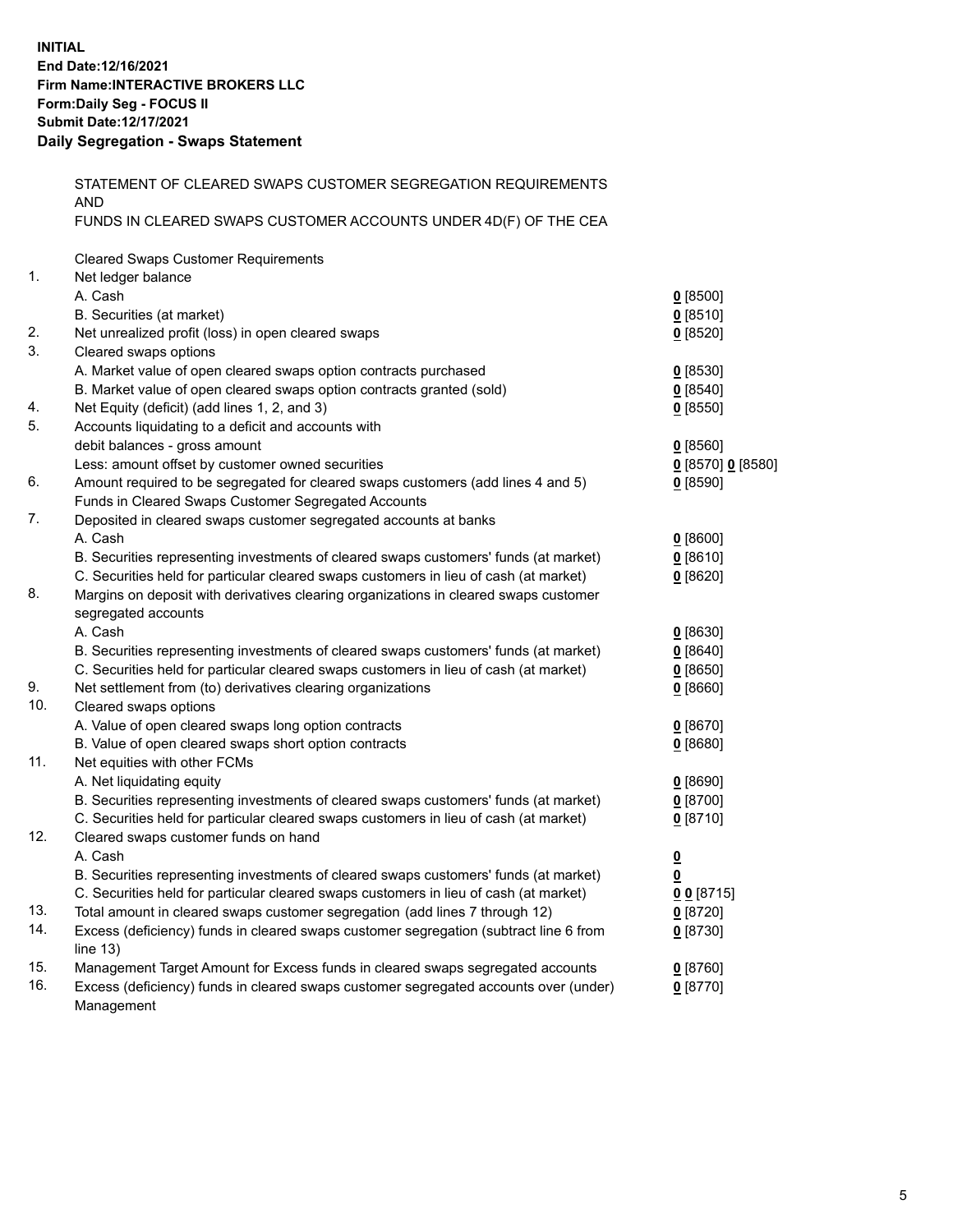**INITIAL**
**End Date:12/16/2021**
**Firm Name:INTERACTIVE BROKERS LLC**
**Form:Daily Seg - FOCUS II**
**Submit Date:12/17/2021**
**Daily Segregation - Swaps Statement**

STATEMENT OF CLEARED SWAPS CUSTOMER SEGREGATION REQUIREMENTS AND FUNDS IN CLEARED SWAPS CUSTOMER ACCOUNTS UNDER 4D(F) OF THE CEA

| | | |
|---|---|---|
| | Cleared Swaps Customer Requirements | |
| 1. | Net ledger balance | |
| | A. Cash | 0 [8500] |
| | B. Securities (at market) | 0 [8510] |
| 2. | Net unrealized profit (loss) in open cleared swaps | 0 [8520] |
| 3. | Cleared swaps options | |
| | A. Market value of open cleared swaps option contracts purchased | 0 [8530] |
| | B. Market value of open cleared swaps option contracts granted (sold) | 0 [8540] |
| 4. | Net Equity (deficit) (add lines 1, 2, and 3) | 0 [8550] |
| 5. | Accounts liquidating to a deficit and accounts with debit balances - gross amount | 0 [8560] |
| | Less: amount offset by customer owned securities | 0 [8570] 0 [8580] |
| 6. | Amount required to be segregated for cleared swaps customers (add lines 4 and 5) | 0 [8590] |
| | Funds in Cleared Swaps Customer Segregated Accounts | |
| 7. | Deposited in cleared swaps customer segregated accounts at banks | |
| | A. Cash | 0 [8600] |
| | B. Securities representing investments of cleared swaps customers' funds (at market) | 0 [8610] |
| | C. Securities held for particular cleared swaps customers in lieu of cash (at market) | 0 [8620] |
| 8. | Margins on deposit with derivatives clearing organizations in cleared swaps customer segregated accounts | |
| | A. Cash | 0 [8630] |
| | B. Securities representing investments of cleared swaps customers' funds (at market) | 0 [8640] |
| | C. Securities held for particular cleared swaps customers in lieu of cash (at market) | 0 [8650] |
| 9. | Net settlement from (to) derivatives clearing organizations | 0 [8660] |
| 10. | Cleared swaps options | |
| | A. Value of open cleared swaps long option contracts | 0 [8670] |
| | B. Value of open cleared swaps short option contracts | 0 [8680] |
| 11. | Net equities with other FCMs | |
| | A. Net liquidating equity | 0 [8690] |
| | B. Securities representing investments of cleared swaps customers' funds (at market) | 0 [8700] |
| | C. Securities held for particular cleared swaps customers in lieu of cash (at market) | 0 [8710] |
| 12. | Cleared swaps customer funds on hand | |
| | A. Cash | 0 |
| | B. Securities representing investments of cleared swaps customers' funds (at market) | 0 |
| | C. Securities held for particular cleared swaps customers in lieu of cash (at market) | 0 0 [8715] |
| 13. | Total amount in cleared swaps customer segregation (add lines 7 through 12) | 0 [8720] |
| 14. | Excess (deficiency) funds in cleared swaps customer segregation (subtract line 6 from line 13) | 0 [8730] |
| 15. | Management Target Amount for Excess funds in cleared swaps segregated accounts | 0 [8760] |
| 16. | Excess (deficiency) funds in cleared swaps customer segregated accounts over (under) Management | 0 [8770] |